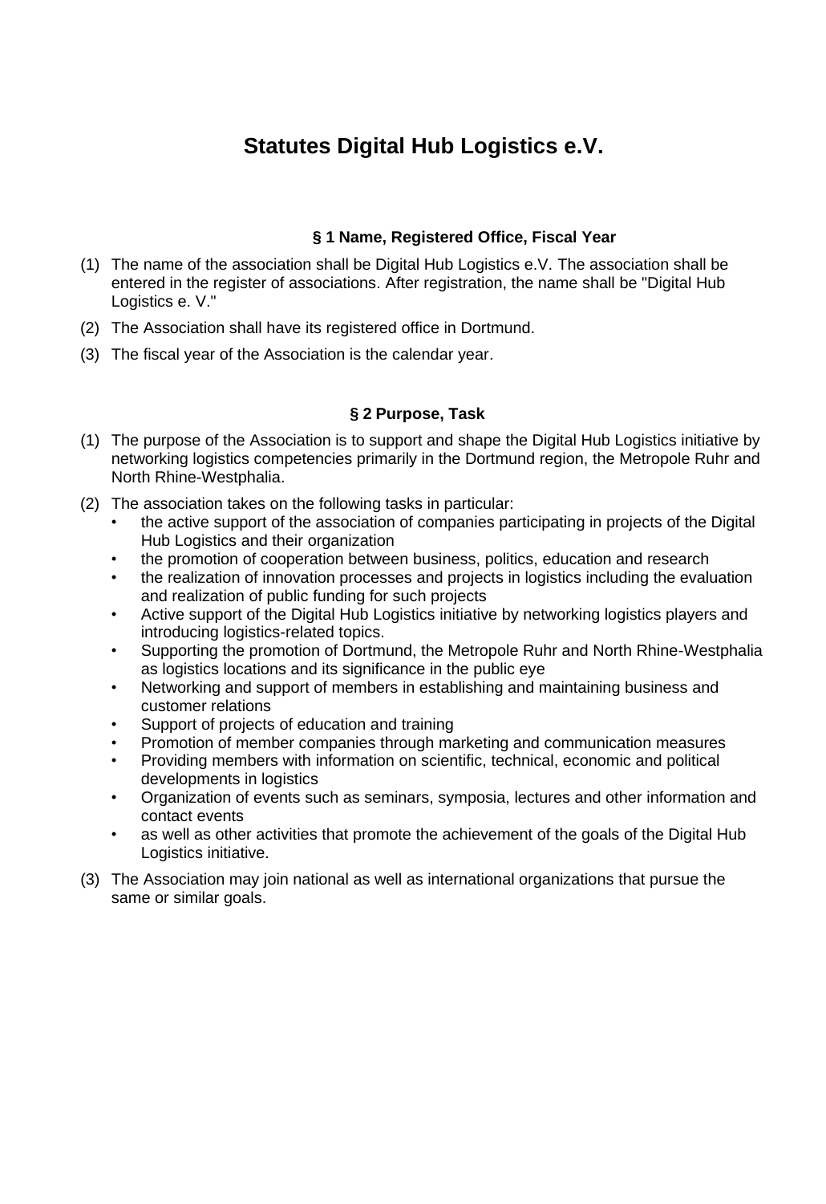# Statutes Digital Hub Logistics e.V.

### § 1 Name, Registered Office, Fiscal Year

(1) The name of the association shall be Digital Hub Logistics e.V. The association shall be entered in the register of associations. After registration, the name shall be "Digital Hub Logistics e. V."

(2) The Association shall have its registered office in Dortmund.

(3) The fiscal year of the Association is the calendar year.

### § 2 Purpose, Task

(1) The purpose of the Association is to support and shape the Digital Hub Logistics initiative by networking logistics competencies primarily in the Dortmund region, the Metropole Ruhr and North Rhine-Westphalia.

(2) The association takes on the following tasks in particular:
   - the active support of the association of companies participating in projects of the Digital Hub Logistics and their organization
   - the promotion of cooperation between business, politics, education and research
   - the realization of innovation processes and projects in logistics including the evaluation and realization of public funding for such projects
   - Active support of the Digital Hub Logistics initiative by networking logistics players and introducing logistics-related topics.
   - Supporting the promotion of Dortmund, the Metropole Ruhr and North Rhine-Westphalia as logistics locations and its significance in the public eye
   - Networking and support of members in establishing and maintaining business and customer relations
   - Support of projects of education and training
   - Promotion of member companies through marketing and communication measures
   - Providing members with information on scientific, technical, economic and political developments in logistics
   - Organization of events such as seminars, symposia, lectures and other information and contact events
   - as well as other activities that promote the achievement of the goals of the Digital Hub Logistics initiative.

(3) The Association may join national as well as international organizations that pursue the same or similar goals.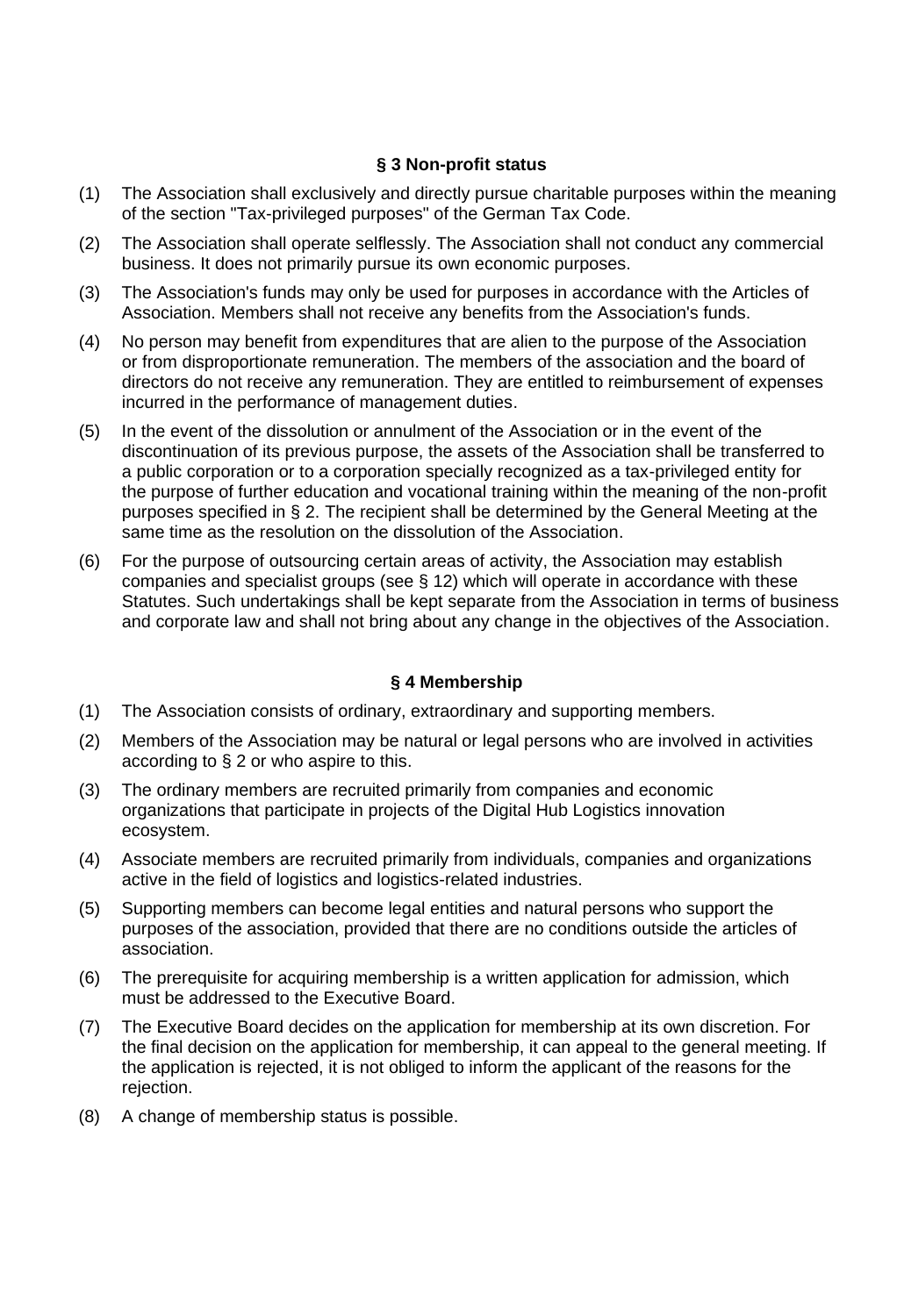## § 3 Non-profit status

(1) The Association shall exclusively and directly pursue charitable purposes within the meaning of the section "Tax-privileged purposes" of the German Tax Code.

(2) The Association shall operate selflessly. The Association shall not conduct any commercial business. It does not primarily pursue its own economic purposes.

(3) The Association's funds may only be used for purposes in accordance with the Articles of Association. Members shall not receive any benefits from the Association's funds.

(4) No person may benefit from expenditures that are alien to the purpose of the Association or from disproportionate remuneration. The members of the association and the board of directors do not receive any remuneration. They are entitled to reimbursement of expenses incurred in the performance of management duties.

(5) In the event of the dissolution or annulment of the Association or in the event of the discontinuation of its previous purpose, the assets of the Association shall be transferred to a public corporation or to a corporation specially recognized as a tax-privileged entity for the purpose of further education and vocational training within the meaning of the non-profit purposes specified in § 2. The recipient shall be determined by the General Meeting at the same time as the resolution on the dissolution of the Association.

(6) For the purpose of outsourcing certain areas of activity, the Association may establish companies and specialist groups (see § 12) which will operate in accordance with these Statutes. Such undertakings shall be kept separate from the Association in terms of business and corporate law and shall not bring about any change in the objectives of the Association.

## § 4 Membership

(1) The Association consists of ordinary, extraordinary and supporting members.

(2) Members of the Association may be natural or legal persons who are involved in activities according to § 2 or who aspire to this.

(3) The ordinary members are recruited primarily from companies and economic organizations that participate in projects of the Digital Hub Logistics innovation ecosystem.

(4) Associate members are recruited primarily from individuals, companies and organizations active in the field of logistics and logistics-related industries.

(5) Supporting members can become legal entities and natural persons who support the purposes of the association, provided that there are no conditions outside the articles of association.

(6) The prerequisite for acquiring membership is a written application for admission, which must be addressed to the Executive Board.

(7) The Executive Board decides on the application for membership at its own discretion. For the final decision on the application for membership, it can appeal to the general meeting. If the application is rejected, it is not obliged to inform the applicant of the reasons for the rejection.

(8) A change of membership status is possible.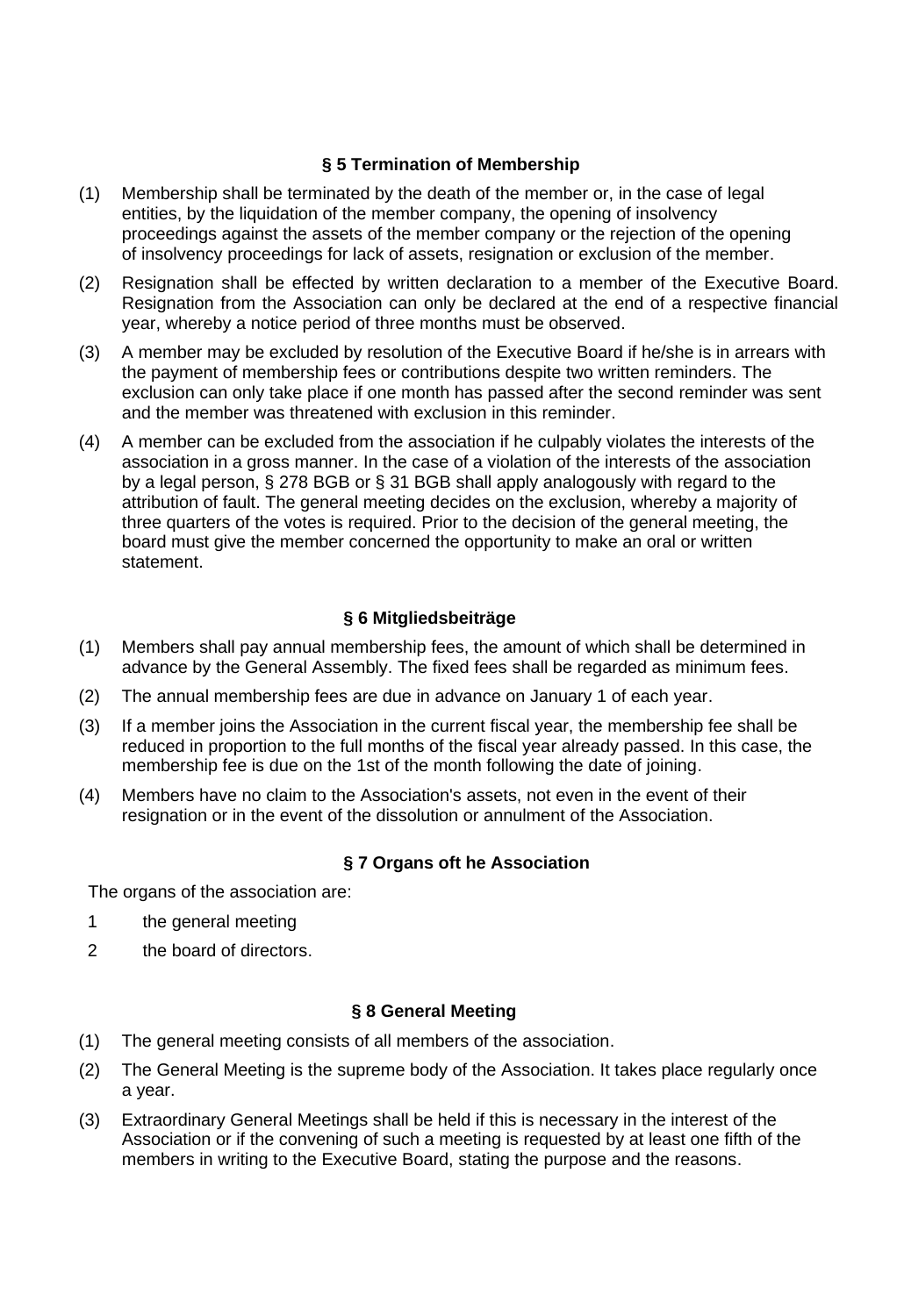### § 5 Termination of Membership

(1) Membership shall be terminated by the death of the member or, in the case of legal entities, by the liquidation of the member company, the opening of insolvency proceedings against the assets of the member company or the rejection of the opening of insolvency proceedings for lack of assets, resignation or exclusion of the member.

(2) Resignation shall be effected by written declaration to a member of the Executive Board. Resignation from the Association can only be declared at the end of a respective financial year, whereby a notice period of three months must be observed.

(3) A member may be excluded by resolution of the Executive Board if he/she is in arrears with the payment of membership fees or contributions despite two written reminders. The exclusion can only take place if one month has passed after the second reminder was sent and the member was threatened with exclusion in this reminder.

(4) A member can be excluded from the association if he culpably violates the interests of the association in a gross manner. In the case of a violation of the interests of the association by a legal person, § 278 BGB or § 31 BGB shall apply analogously with regard to the attribution of fault. The general meeting decides on the exclusion, whereby a majority of three quarters of the votes is required. Prior to the decision of the general meeting, the board must give the member concerned the opportunity to make an oral or written statement.

### § 6 Mitgliedsbeiträge

(1) Members shall pay annual membership fees, the amount of which shall be determined in advance by the General Assembly. The fixed fees shall be regarded as minimum fees.

(2) The annual membership fees are due in advance on January 1 of each year.

(3) If a member joins the Association in the current fiscal year, the membership fee shall be reduced in proportion to the full months of the fiscal year already passed. In this case, the membership fee is due on the 1st of the month following the date of joining.

(4) Members have no claim to the Association's assets, not even in the event of their resignation or in the event of the dissolution or annulment of the Association.

### § 7 Organs oft he Association

The organs of the association are:

1 the general meeting

2 the board of directors.

### § 8 General Meeting

(1) The general meeting consists of all members of the association.

(2) The General Meeting is the supreme body of the Association. It takes place regularly once a year.

(3) Extraordinary General Meetings shall be held if this is necessary in the interest of the Association or if the convening of such a meeting is requested by at least one fifth of the members in writing to the Executive Board, stating the purpose and the reasons.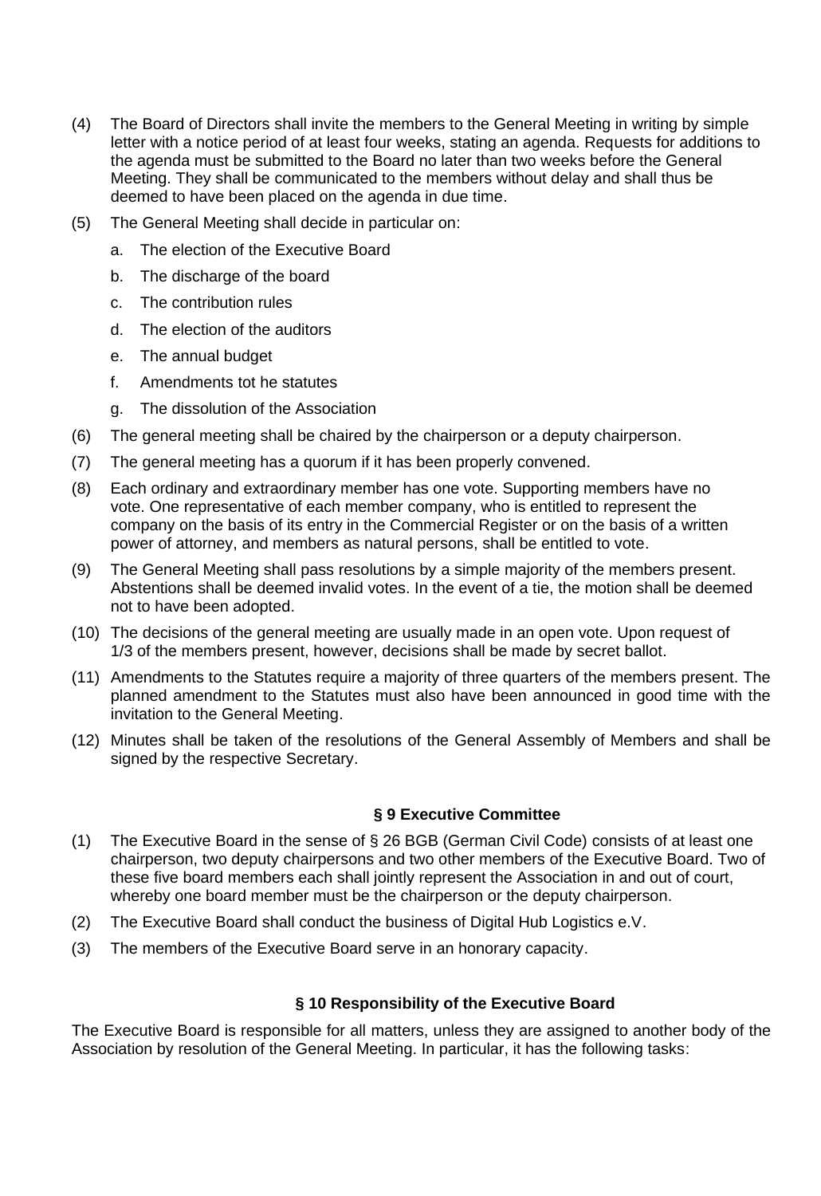(4) The Board of Directors shall invite the members to the General Meeting in writing by simple letter with a notice period of at least four weeks, stating an agenda. Requests for additions to the agenda must be submitted to the Board no later than two weeks before the General Meeting. They shall be communicated to the members without delay and shall thus be deemed to have been placed on the agenda in due time.

(5) The General Meeting shall decide in particular on:

   a. The election of the Executive Board
   b. The discharge of the board
   c. The contribution rules
   d. The election of the auditors
   e. The annual budget
   f. Amendments tot he statutes
   g. The dissolution of the Association

(6) The general meeting shall be chaired by the chairperson or a deputy chairperson.

(7) The general meeting has a quorum if it has been properly convened.

(8) Each ordinary and extraordinary member has one vote. Supporting members have no vote. One representative of each member company, who is entitled to represent the company on the basis of its entry in the Commercial Register or on the basis of a written power of attorney, and members as natural persons, shall be entitled to vote.

(9) The General Meeting shall pass resolutions by a simple majority of the members present. Abstentions shall be deemed invalid votes. In the event of a tie, the motion shall be deemed not to have been adopted.

(10) The decisions of the general meeting are usually made in an open vote. Upon request of 1/3 of the members present, however, decisions shall be made by secret ballot.

(11) Amendments to the Statutes require a majority of three quarters of the members present. The planned amendment to the Statutes must also have been announced in good time with the invitation to the General Meeting.

(12) Minutes shall be taken of the resolutions of the General Assembly of Members and shall be signed by the respective Secretary.

## § 9 Executive Committee

(1) The Executive Board in the sense of § 26 BGB (German Civil Code) consists of at least one chairperson, two deputy chairpersons and two other members of the Executive Board. Two of these five board members each shall jointly represent the Association in and out of court, whereby one board member must be the chairperson or the deputy chairperson.

(2) The Executive Board shall conduct the business of Digital Hub Logistics e.V.

(3) The members of the Executive Board serve in an honorary capacity.

## § 10 Responsibility of the Executive Board

The Executive Board is responsible for all matters, unless they are assigned to another body of the Association by resolution of the General Meeting. In particular, it has the following tasks: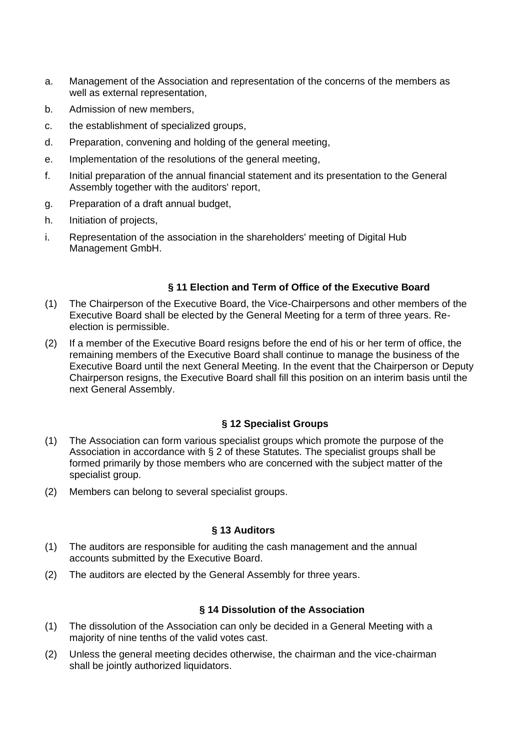a. Management of the Association and representation of the concerns of the members as well as external representation,

b. Admission of new members,

c. the establishment of specialized groups,

d. Preparation, convening and holding of the general meeting,

e. Implementation of the resolutions of the general meeting,

f. Initial preparation of the annual financial statement and its presentation to the General Assembly together with the auditors' report,

g. Preparation of a draft annual budget,

h. Initiation of projects,

i. Representation of the association in the shareholders' meeting of Digital Hub Management GmbH.

### § 11 Election and Term of Office of the Executive Board

(1) The Chairperson of the Executive Board, the Vice-Chairpersons and other members of the Executive Board shall be elected by the General Meeting for a term of three years. Re-election is permissible.

(2) If a member of the Executive Board resigns before the end of his or her term of office, the remaining members of the Executive Board shall continue to manage the business of the Executive Board until the next General Meeting. In the event that the Chairperson or Deputy Chairperson resigns, the Executive Board shall fill this position on an interim basis until the next General Assembly.

### § 12 Specialist Groups

(1) The Association can form various specialist groups which promote the purpose of the Association in accordance with § 2 of these Statutes. The specialist groups shall be formed primarily by those members who are concerned with the subject matter of the specialist group.

(2) Members can belong to several specialist groups.

### § 13 Auditors

(1) The auditors are responsible for auditing the cash management and the annual accounts submitted by the Executive Board.

(2) The auditors are elected by the General Assembly for three years.

### § 14 Dissolution of the Association

(1) The dissolution of the Association can only be decided in a General Meeting with a majority of nine tenths of the valid votes cast.

(2) Unless the general meeting decides otherwise, the chairman and the vice-chairman shall be jointly authorized liquidators.